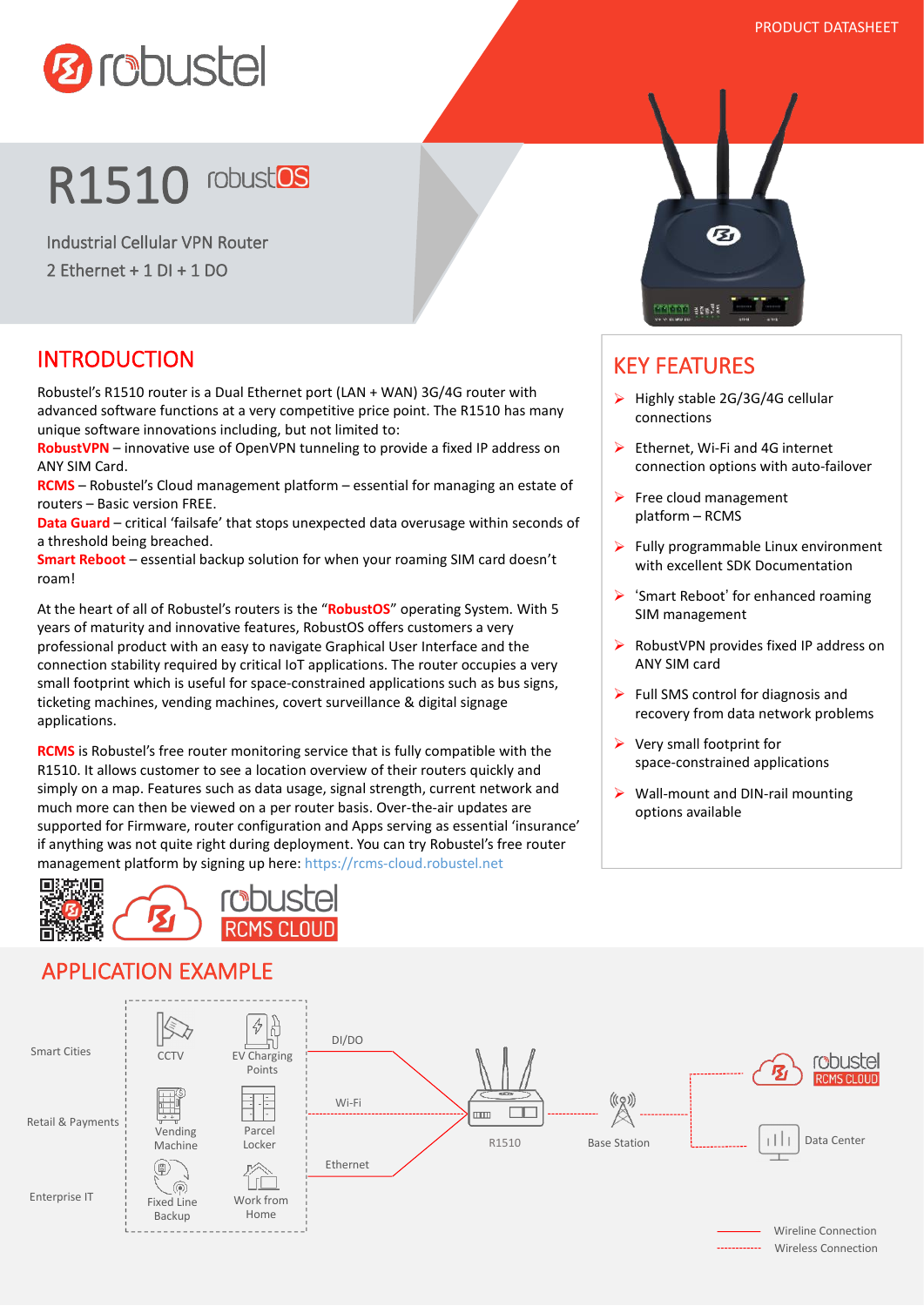# R1510 robustOS

Industrial Cellular VPN Router

2 Ethernet + 1 DI + 1 DO

## INTRODUCTION

Robustel's R1510 router is a Dual Ethernet port (LAN + WAN) 3G/4G router with advanced software functions at a very competitive price point. The R1510 has many unique software innovations including, but not limited to:

**RobustVPN** – innovative use of OpenVPN tunneling to provide a fixed IP address on ANY SIM Card.

**RCMS** – Robustel's Cloud management platform – essential for managing an estate of routers – Basic version FREE.

**Data Guard** – critical 'failsafe' that stops unexpected data overusage within seconds of a threshold being breached.

**Smart Reboot** – essential backup solution for when your roaming SIM card doesn't roam!

At the heart of all of Robustel's routers is the "**RobustOS**" operating System. With 5 years of maturity and innovative features, RobustOS offers customers a very professional product with an easy to navigate Graphical User Interface and the connection stability required by critical IoT applications. The router occupies a very small footprint which is useful for space-constrained applications such as bus signs, ticketing machines, vending machines, covert surveillance & digital signage applications.

**RCMS** is Robustel's free router monitoring service that is fully compatible with the R1510. It allows customer to see a location overview of their routers quickly and simply on a map. Features such as data usage, signal strength, current network and much more can then be viewed on a per router basis. Over-the-air updates are supported for Firmware, router configuration and Apps serving as essential 'insurance' if anything was not quite right during deployment. You can try Robustel's free router management platform by signing up here: https://rcms-cloud.robustel.net

## KEY FEATURES

- Highly stable 2G/3G/4G cellular connections
- Ethernet, Wi-Fi and 4G internet connection options with auto-failover
- Free cloud management platform – RCMS
- Fully programmable Linux environment with excellent SDK Documentation
- 'Smart Reboot' for enhanced roaming SIM management
- RobustVPN provides fixed IP address on ANY SIM card
- Full SMS control for diagnosis and recovery from data network problems
- Very small footprint for space-constrained applications
- Wall-mount and DIN-rail mounting options available

## APPLICATION EXAMPLE

Smart Cities: CCTV, EV Charging Points

Retail & Payments: Vending Machine, Parcel Locker

Enterprise IT: Fixed Line Backup, Work from Home

DI/DO, Wi-Fi, Ethernet → R1510 → Base Station → robustel RCMS CLOUD / Data Center

Wireline Connection

Wireless Connection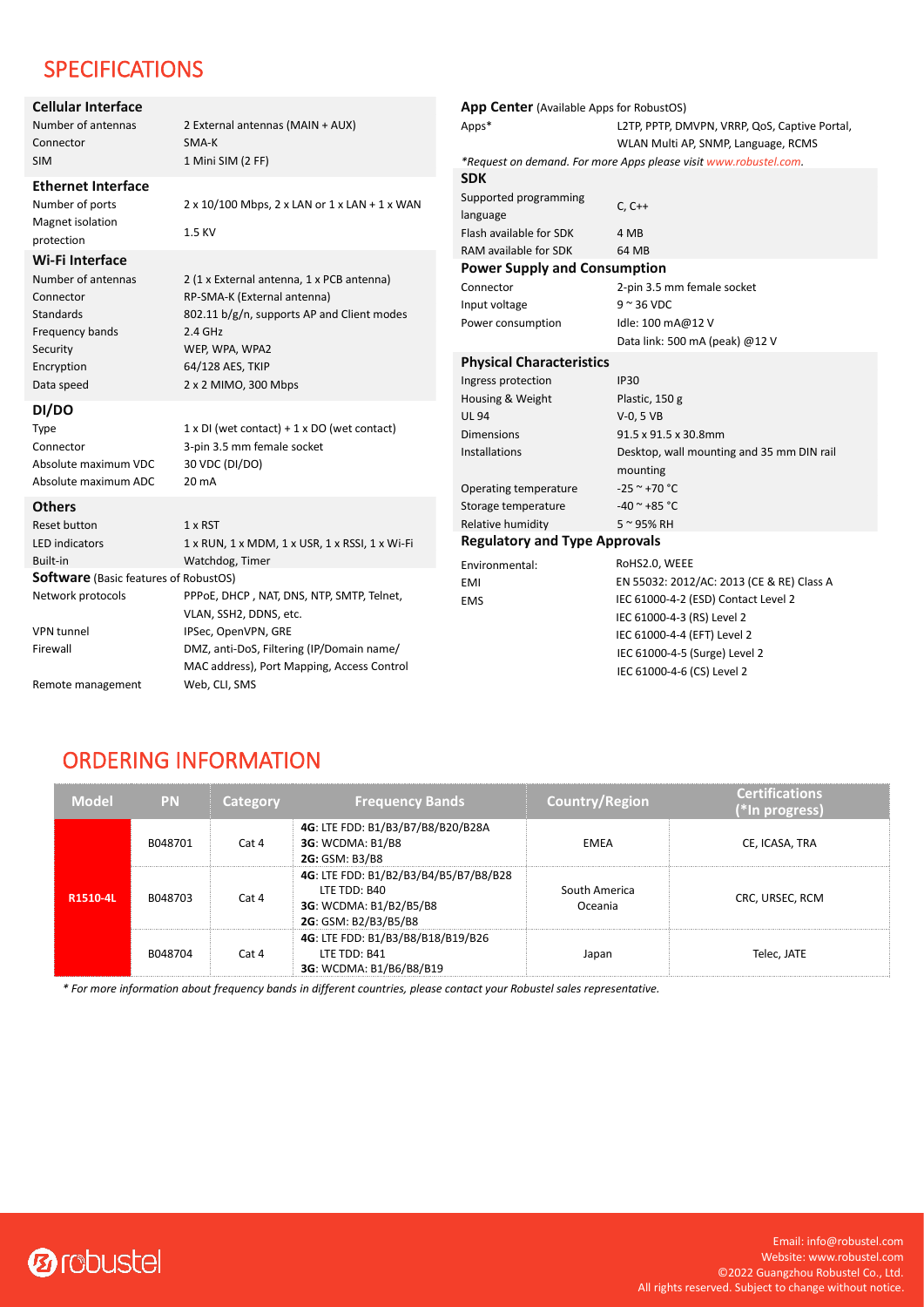# SPECIFICATIONS

**Cellular Interface**

| | |
|---|---|
| Number of antennas | 2 External antennas (MAIN + AUX) |
| Connector | SMA-K |
| SIM | 1 Mini SIM (2 FF) |

**Ethernet Interface**

| | |
|---|---|
| Number of ports | 2 x 10/100 Mbps, 2 x LAN or 1 x LAN + 1 x WAN |
| Magnet isolation protection | 1.5 KV |

**Wi-Fi Interface**

| | |
|---|---|
| Number of antennas | 2 (1 x External antenna, 1 x PCB antenna) |
| Connector | RP-SMA-K (External antenna) |
| Standards | 802.11 b/g/n, supports AP and Client modes |
| Frequency bands | 2.4 GHz |
| Security | WEP, WPA, WPA2 |
| Encryption | 64/128 AES, TKIP |
| Data speed | 2 x 2 MIMO, 300 Mbps |

**DI/DO**

| | |
|---|---|
| Type | 1 x DI (wet contact) + 1 x DO (wet contact) |
| Connector | 3-pin 3.5 mm female socket |
| Absolute maximum VDC | 30 VDC (DI/DO) |
| Absolute maximum ADC | 20 mA |

**Others**

| | |
|---|---|
| Reset button | 1 x RST |
| LED indicators | 1 x RUN, 1 x MDM, 1 x USR, 1 x RSSI, 1 x Wi-Fi |
| Built-in | Watchdog, Timer |

**Software** (Basic features of RobustOS)

| | |
|---|---|
| Network protocols | PPPoE, DHCP , NAT, DNS, NTP, SMTP, Telnet, VLAN, SSH2, DDNS, etc. |
| VPN tunnel | IPSec, OpenVPN, GRE |
| Firewall | DMZ, anti-DoS, Filtering (IP/Domain name/ MAC address), Port Mapping, Access Control |
| Remote management | Web, CLI, SMS |

**App Center** (Available Apps for RobustOS)

| | |
|---|---|
| Apps* | L2TP, PPTP, DMVPN, VRRP, QoS, Captive Portal, WLAN Multi AP, SNMP, Language, RCMS |

*\*Request on demand. For more Apps please visit www.robustel.com.*

**SDK**

| | |
|---|---|
| Supported programming language | C, C++ |
| Flash available for SDK | 4 MB |
| RAM available for SDK | 64 MB |

**Power Supply and Consumption**

| | |
|---|---|
| Connector | 2-pin 3.5 mm female socket |
| Input voltage | 9 ~ 36 VDC |
| Power consumption | Idle: 100 mA@12 V<br>Data link: 500 mA (peak) @12 V |

**Physical Characteristics**

| | |
|---|---|
| Ingress protection | IP30 |
| Housing & Weight | Plastic, 150 g |
| UL 94 | V-0, 5 VB |
| Dimensions | 91.5 x 91.5 x 30.8mm |
| Installations | Desktop, wall mounting and 35 mm DIN rail mounting |
| Operating temperature | -25 ~ +70 °C |
| Storage temperature | -40 ~ +85 °C |
| Relative humidity | 5 ~ 95% RH |

**Regulatory and Type Approvals**

| | |
|---|---|
| Environmental: | RoHS2.0, WEEE |
| EMI | EN 55032: 2012/AC: 2013 (CE & RE) Class A |
| EMS | IEC 61000-4-2 (ESD) Contact Level 2<br>IEC 61000-4-3 (RS) Level 2<br>IEC 61000-4-4 (EFT) Level 2<br>IEC 61000-4-5 (Surge) Level 2<br>IEC 61000-4-6 (CS) Level 2 |

# ORDERING INFORMATION

| Model | PN | Category | Frequency Bands | Country/Region | Certifications (*In progress) |
|---|---|---|---|---|---|
| R1510-4L | B048701 | Cat 4 | **4G**: LTE FDD: B1/B3/B7/B8/B20/B28A<br>**3G**: WCDMA: B1/B8<br>**2G**: GSM: B3/B8 | EMEA | CE, ICASA, TRA |
| | B048703 | Cat 4 | **4G**: LTE FDD: B1/B2/B3/B4/B5/B7/B8/B28<br>LTE TDD: B40<br>**3G**: WCDMA: B1/B2/B5/B8<br>**2G**: GSM: B2/B3/B5/B8 | South America<br>Oceania | CRC, URSEC, RCM |
| | B048704 | Cat 4 | **4G**: LTE FDD: B1/B3/B8/B18/B19/B26<br>LTE TDD: B41<br>**3G**: WCDMA: B1/B6/B8/B19 | Japan | Telec, JATE |

*\* For more information about frequency bands in different countries, please contact your Robustel sales representative.*

Email: info@robustel.com
Website: www.robustel.com
©2022 Guangzhou Robustel Co., Ltd.
All rights reserved. Subject to change without notice.